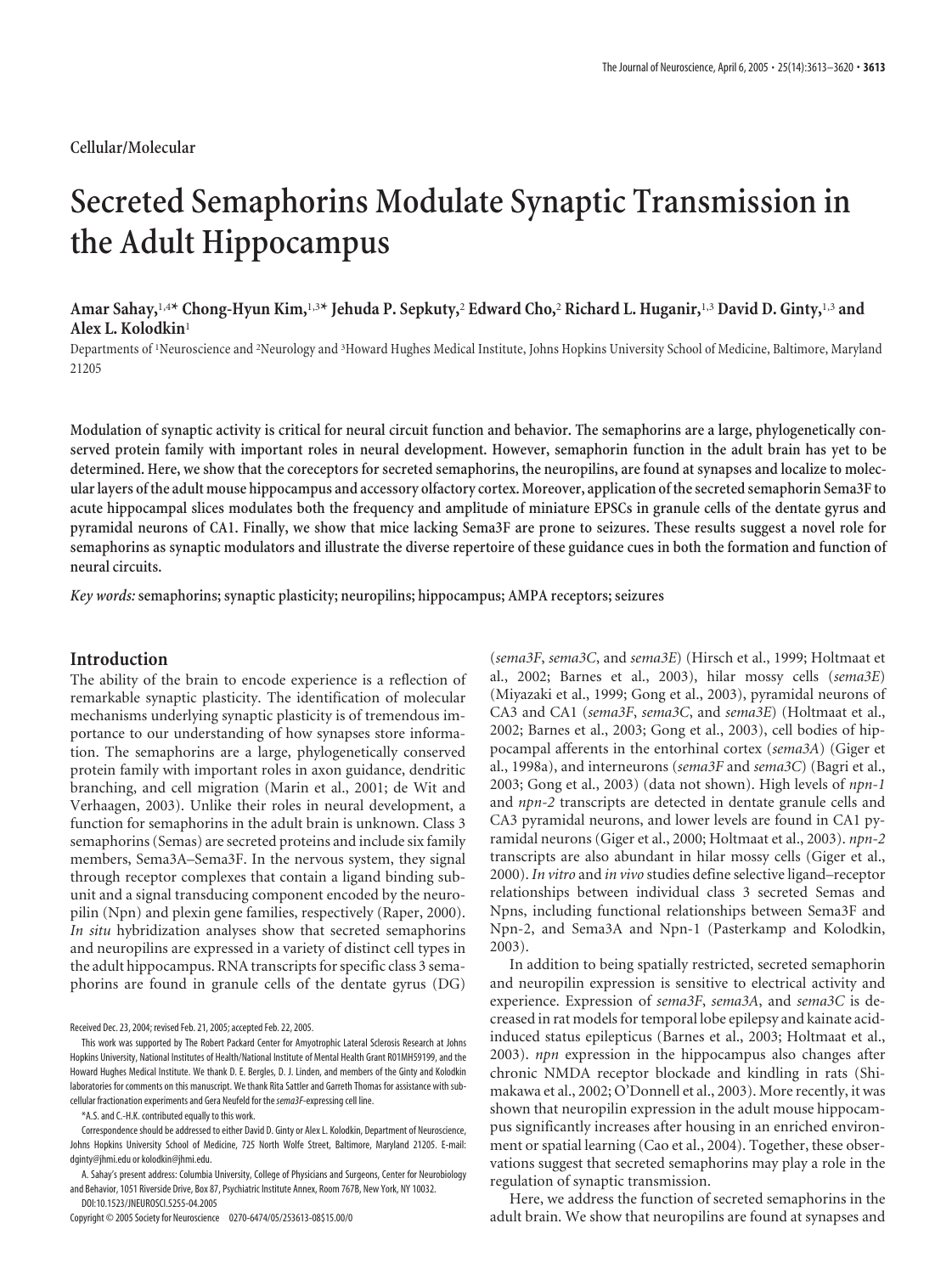**Cellular/Molecular**

# Secreted Semaphorins Modulate Synaptic Transmission in the Adult Hippocampus

**Amar Sahay,[1,4]* Chong-Hyun Kim,[1,3]* Jehuda P. Sepkuty,[2] Edward Cho,[2] Richard L. Huganir,[1,3] David D. Ginty,[1,3] and Alex L. Kolodkin[1]**

Departments of [1]Neuroscience and [2]Neurology and [3]Howard Hughes Medical Institute, Johns Hopkins University School of Medicine, Baltimore, Maryland 21205

**Modulation of synaptic activity is critical for neural circuit function and behavior. The semaphorins are a large, phylogenetically conserved protein family with important roles in neural development. However, semaphorin function in the adult brain has yet to be determined. Here, we show that the coreceptors for secreted semaphorins, the neuropilins, are found at synapses and localize to molecular layers of the adult mouse hippocampus and accessory olfactory cortex. Moreover, application of the secreted semaphorin Sema3F to acute hippocampal slices modulates both the frequency and amplitude of miniature EPSCs in granule cells of the dentate gyrus and pyramidal neurons of CA1. Finally, we show that mice lacking Sema3F are prone to seizures. These results suggest a novel role for semaphorins as synaptic modulators and illustrate the diverse repertoire of these guidance cues in both the formation and function of neural circuits.**

*Key words:* **semaphorins; synaptic plasticity; neuropilins; hippocampus; AMPA receptors; seizures**

## Introduction

The ability of the brain to encode experience is a reflection of remarkable synaptic plasticity. The identification of molecular mechanisms underlying synaptic plasticity is of tremendous importance to our understanding of how synapses store information. The semaphorins are a large, phylogenetically conserved protein family with important roles in axon guidance, dendritic branching, and cell migration (Marin et al., 2001; de Wit and Verhaagen, 2003). Unlike their roles in neural development, a function for semaphorins in the adult brain is unknown. Class 3 semaphorins (Semas) are secreted proteins and include six family members, Sema3A–Sema3F. In the nervous system, they signal through receptor complexes that contain a ligand binding subunit and a signal transducing component encoded by the neuropilin (Npn) and plexin gene families, respectively (Raper, 2000). *In situ* hybridization analyses show that secreted semaphorins and neuropilins are expressed in a variety of distinct cell types in the adult hippocampus. RNA transcripts for specific class 3 semaphorins are found in granule cells of the dentate gyrus (DG) (*sema3F*, *sema3C*, and *sema3E*) (Hirsch et al., 1999; Holtmaat et al., 2002; Barnes et al., 2003), hilar mossy cells (*sema3E*) (Miyazaki et al., 1999; Gong et al., 2003), pyramidal neurons of CA3 and CA1 (*sema3F*, *sema3C*, and *sema3E*) (Holtmaat et al., 2002; Barnes et al., 2003; Gong et al., 2003), cell bodies of hippocampal afferents in the entorhinal cortex (*sema3A*) (Giger et al., 1998a), and interneurons (*sema3F* and *sema3C*) (Bagri et al., 2003; Gong et al., 2003) (data not shown). High levels of *npn-1* and *npn-2* transcripts are detected in dentate granule cells and CA3 pyramidal neurons, and lower levels are found in CA1 pyramidal neurons (Giger et al., 2000; Holtmaat et al., 2003). *npn-2* transcripts are also abundant in hilar mossy cells (Giger et al., 2000). *In vitro* and *in vivo* studies define selective ligand–receptor relationships between individual class 3 secreted Semas and Npns, including functional relationships between Sema3F and Npn-2, and Sema3A and Npn-1 (Pasterkamp and Kolodkin, 2003).

In addition to being spatially restricted, secreted semaphorin and neuropilin expression is sensitive to electrical activity and experience. Expression of *sema3F*, *sema3A*, and *sema3C* is decreased in rat models for temporal lobe epilepsy and kainate acid-induced status epilepticus (Barnes et al., 2003; Holtmaat et al., 2003). *npn* expression in the hippocampus also changes after chronic NMDA receptor blockade and kindling in rats (Shimakawa et al., 2002; O'Donnell et al., 2003). More recently, it was shown that neuropilin expression in the adult mouse hippocampus significantly increases after housing in an enriched environment or spatial learning (Cao et al., 2004). Together, these observations suggest that secreted semaphorins may play a role in the regulation of synaptic transmission.

Here, we address the function of secreted semaphorins in the adult brain. We show that neuropilins are found at synapses and

Received Dec. 23, 2004; revised Feb. 21, 2005; accepted Feb. 22, 2005.

This work was supported by The Robert Packard Center for Amyotrophic Lateral Sclerosis Research at Johns Hopkins University, National Institutes of Health/National Institute of Mental Health Grant R01MH59199, and the Howard Hughes Medical Institute. We thank D. E. Bergles, D. J. Linden, and members of the Ginty and Kolodkin laboratories for comments on this manuscript. We thank Rita Sattler and Garreth Thomas for assistance with subcellular fractionation experiments and Gera Neufeld for the *sema3F*-expressing cell line.

*A.S. and C.-H.K. contributed equally to this work.

Correspondence should be addressed to either David D. Ginty or Alex L. Kolodkin, Department of Neuroscience, Johns Hopkins University School of Medicine, 725 North Wolfe Street, Baltimore, Maryland 21205. E-mail: dginty@jhmi.edu or kolodkin@jhmi.edu.

A. Sahay's present address: Columbia University, College of Physicians and Surgeons, Center for Neurobiology and Behavior, 1051 Riverside Drive, Box 87, Psychiatric Institute Annex, Room 767B, New York, NY 10032.

DOI:10.1523/JNEUROSCI.5255-04.2005

Copyright © 2005 Society for Neuroscience 0270-6474/05/253613-08$15.00/0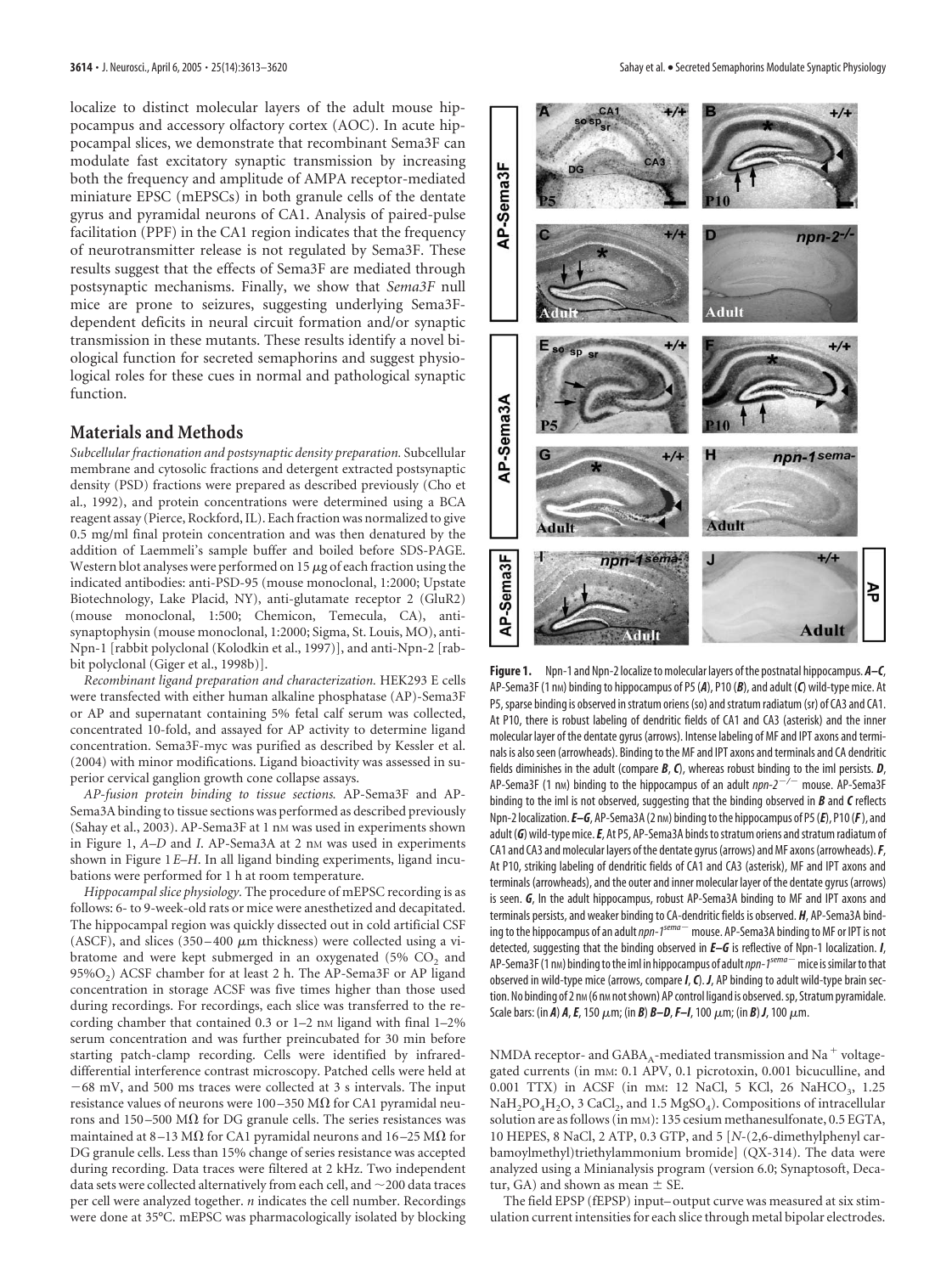localize to distinct molecular layers of the adult mouse hippocampus and accessory olfactory cortex (AOC). In acute hippocampal slices, we demonstrate that recombinant Sema3F can modulate fast excitatory synaptic transmission by increasing both the frequency and amplitude of AMPA receptor-mediated miniature EPSC (mEPSCs) in both granule cells of the dentate gyrus and pyramidal neurons of CA1. Analysis of paired-pulse facilitation (PPF) in the CA1 region indicates that the frequency of neurotransmitter release is not regulated by Sema3F. These results suggest that the effects of Sema3F are mediated through postsynaptic mechanisms. Finally, we show that *Sema3F* null mice are prone to seizures, suggesting underlying Sema3F-dependent deficits in neural circuit formation and/or synaptic transmission in these mutants. These results identify a novel biological function for secreted semaphorins and suggest physiological roles for these cues in normal and pathological synaptic function.

## Materials and Methods

*Subcellular fractionation and postsynaptic density preparation.* Subcellular membrane and cytosolic fractions and detergent extracted postsynaptic density (PSD) fractions were prepared as described previously (Cho et al., 1992), and protein concentrations were determined using a BCA reagent assay (Pierce, Rockford, IL). Each fraction was normalized to give 0.5 mg/ml final protein concentration and was then denatured by the addition of Laemmeli's sample buffer and boiled before SDS-PAGE. Western blot analyses were performed on 15 $\mu$g of each fraction using the indicated antibodies: anti-PSD-95 (mouse monoclonal, 1:2000; Upstate Biotechnology, Lake Placid, NY), anti-glutamate receptor 2 (GluR2) (mouse monoclonal, 1:500; Chemicon, Temecula, CA), anti-synaptophysin (mouse monoclonal, 1:2000; Sigma, St. Louis, MO), anti-Npn-1 [rabbit polyclonal (Kolodkin et al., 1997)], and anti-Npn-2 [rabbit polyclonal (Giger et al., 1998b)].

*Recombinant ligand preparation and characterization.* HEK293 E cells were transfected with either human alkaline phosphatase (AP)-Sema3F or AP and supernatant containing 5% fetal calf serum was collected, concentrated 10-fold, and assayed for AP activity to determine ligand concentration. Sema3F-myc was purified as described by Kessler et al. (2004) with minor modifications. Ligand bioactivity was assessed in superior cervical ganglion growth cone collapse assays.

*AP-fusion protein binding to tissue sections.* AP-Sema3F and AP-Sema3A binding to tissue sections was performed as described previously (Sahay et al., 2003). AP-Sema3F at 1 nM was used in experiments shown in Figure 1, *A–D* and *I*. AP-Sema3A at 2 nM was used in experiments shown in Figure 1 *E–H*. In all ligand binding experiments, ligand incubations were performed for 1 h at room temperature.

*Hippocampal slice physiology.* The procedure of mEPSC recording is as follows: 6- to 9-week-old rats or mice were anesthetized and decapitated. The hippocampal region was quickly dissected out in cold artificial CSF (ASCF), and slices (350–400 $\mu$m thickness) were collected using a vibratome and were kept submerged in an oxygenated (5% $CO_2$ and 95%$O_2$) ACSF chamber for at least 2 h. The AP-Sema3F or AP ligand concentration in storage ACSF was five times higher than those used during recordings. For recordings, each slice was transferred to the recording chamber that contained 0.3 or 1–2 nM ligand with final 1–2% serum concentration and was further preincubated for 30 min before starting patch-clamp recording. Cells were identified by infrared-differential interference contrast microscopy. Patched cells were held at −68 mV, and 500 ms traces were collected at 3 s intervals. The input resistance values of neurons were 100–350 M$\Omega$ for CA1 pyramidal neurons and 150–500 M$\Omega$ for DG granule cells. The series resistances was maintained at 8–13 M$\Omega$ for CA1 pyramidal neurons and 16–25 M$\Omega$ for DG granule cells. Less than 15% change of series resistance was accepted during recording. Data traces were filtered at 2 kHz. Two independent data sets were collected alternatively from each cell, and ~200 data traces per cell were analyzed together. *n* indicates the cell number. Recordings were done at 35°C. mEPSC was pharmacologically isolated by blocking NMDA receptor- and $GABA_A$-mediated transmission and $Na^+$ voltage-gated currents (in mM: 0.1 APV, 0.1 picrotoxin, 0.001 bicuculline, and 0.001 TTX) in ACSF (in mM: 12 NaCl, 5 KCl, 26 $NaHCO_3$, 1.25 $NaH_2PO_4H_2O$, 3 $CaCl_2$, and 1.5 $MgSO_4$). Compositions of intracellular solution are as follows (in mM): 135 cesium methanesulfonate, 0.5 EGTA, 10 HEPES, 8 NaCl, 2 ATP, 0.3 GTP, and 5 [*N*-(2,6-dimethylphenyl carbamoylmethyl)triethylammonium bromide] (QX-314). The data were analyzed using a Minianalysis program (version 6.0; Synaptosoft, Decatur, GA) and shown as mean ± SE.

The field EPSP (fEPSP) input–output curve was measured at six stimulation current intensities for each slice through metal bipolar electrodes.

**Figure 1.** Npn-1 and Npn-2 localize to molecular layers of the postnatal hippocampus. ***A–C***, AP-Sema3F (1 nM) binding to hippocampus of P5 (***A***), P10 (***B***), and adult (***C***) wild-type mice. At P5, sparse binding is observed in stratum oriens (so) and stratum radiatum (sr) of CA3 and CA1. At P10, there is robust labeling of dendritic fields of CA1 and CA3 (asterisk) and the inner molecular layer of the dentate gyrus (arrows). Intense labeling of MF and IPT axons and terminals is also seen (arrowheads). Binding to the MF and IPT axons and terminals and CA dendritic fields diminishes in the adult (compare ***B***, ***C***), whereas robust binding to the iml persists. ***D***, AP-Sema3F (1 nM) binding to the hippocampus of an adult *npn-2*$^{-/-}$ mouse. AP-Sema3F binding to the iml is not observed, suggesting that the binding observed in ***B*** and ***C*** reflects Npn-2 localization. ***E–G***, AP-Sema3A (2 nM) binding to the hippocampus of P5 (***E***), P10 (***F***), and adult (***G***) wild-type mice. ***E***, At P5, AP-Sema3A binds to stratum oriens and stratum radiatum of CA1 and CA3 and molecular layers of the dentate gyrus (arrows) and MF axons (arrowheads). ***F***, At P10, striking labeling of dendritic fields of CA1 and CA3 (asterisk), MF and IPT axons and terminals (arrowheads), and the outer and inner molecular layer of the dentate gyrus (arrows) is seen. ***G***, In the adult hippocampus, robust AP-Sema3A binding to MF and IPT axons and terminals persists, and weaker binding to CA-dendritic fields is observed. ***H***, AP-Sema3A binding to the hippocampus of an adult *npn-1*$^{sema-}$ mouse. AP-Sema3A binding to MF or IPT is not detected, suggesting that the binding observed in ***E–G*** is reflective of Npn-1 localization. ***I***, AP-Sema3F (1 nM) binding to the iml in hippocampus of adult *npn-1*$^{sema-}$ mice is similar to that observed in wild-type mice (arrows, compare ***I***, ***C***). ***J***, AP binding to adult wild-type brain section. No binding of 2 nM (6 nM not shown) AP control ligand is observed. sp, Stratum pyramidale. Scale bars: (in ***A***) ***A***, ***E***, 150 $\mu$m; (in ***B***) ***B–D***, ***F–I***, 100 $\mu$m; (in ***B***) ***J***, 100 $\mu$m.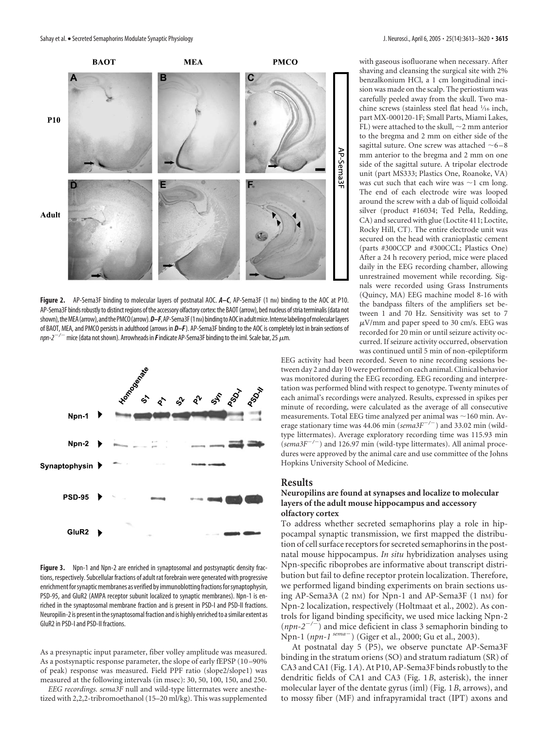**Figure 2.** AP-Sema3F binding to molecular layers of postnatal AOC. ***A–C***, AP-Sema3F (1 nM) binding to the AOC at P10. AP-Sema3F binds robustly to distinct regions of the accessory olfactory cortex: the BAOT (arrow), bed nucleus of stria terminalis (data not shown), the MEA (arrow), and the PMCO (arrow). ***D–F***, AP-Sema3F (1 nM) binding to AOC in adult mice. Intense labeling of molecular layers of BAOT, MEA, and PMCO persists in adulthood (arrows in ***D–F***). AP-Sema3F binding to the AOC is completely lost in brain sections of *npn-2*$^{-/-}$ mice (data not shown). Arrowheads in ***F*** indicate AP-Sema3F binding to the iml. Scale bar, 25 $\mu$m.

**Figure 3.** Npn-1 and Npn-2 are enriched in synaptosomal and postsynaptic density fractions, respectively. Subcellular fractions of adult rat forebrain were generated with progressive enrichment for synaptic membranes as verified by immunoblotting fractions for synaptophysin, PSD-95, and GluR2 (AMPA receptor subunit localized to synaptic membranes). Npn-1 is enriched in the synaptosomal membrane fraction and is present in PSD-I and PSD-II fractions. Neuropilin-2 is present in the synaptosomal fraction and is highly enriched to a similar extent as GluR2 in PSD-I and PSD-II fractions.

As a presynaptic input parameter, fiber volley amplitude was measured. As a postsynaptic response parameter, the slope of early fEPSP (10–90% of peak) response was measured. Field PPF ratio (slope2/slope1) was measured at the following intervals (in msec): 30, 50, 100, 150, and 250.

*EEG recordings. sema3F* null and wild-type littermates were anesthetized with 2,2,2-tribromoethanol (15–20 ml/kg). This was supplemented with gaseous isofluorane when necessary. After shaving and cleansing the surgical site with 2% benzalkonium HCl, a 1 cm longitudinal incision was made on the scalp. The periostium was carefully peeled away from the skull. Two machine screws (stainless steel flat head 1/16 inch, part MX-000120-1F; Small Parts, Miami Lakes, FL) were attached to the skull, ~2 mm anterior to the bregma and 2 mm on either side of the sagittal suture. One screw was attached ~6–8 mm anterior to the bregma and 2 mm on one side of the sagittal suture. A tripolar electrode unit (part MS333; Plastics One, Roanoke, VA) was cut such that each wire was ~1 cm long. The end of each electrode wire was looped around the screw with a dab of liquid colloidal silver (product #16034; Ted Pella, Redding, CA) and secured with glue (Loctite 411; Loctite, Rocky Hill, CT). The entire electrode unit was secured on the head with cranioplastic cement (parts #300CCP and #300CCL; Plastics One) After a 24 h recovery period, mice were placed daily in the EEG recording chamber, allowing unrestrained movement while recording. Signals were recorded using Grass Instruments (Quincy, MA) EEG machine model 8-16 with the bandpass filters of the amplifiers set between 1 and 70 Hz. Sensitivity was set to 7 $\mu$V/mm and paper speed to 30 cm/s. EEG was recorded for 20 min or until seizure activity occurred. If seizure activity occurred, observation was continued until 5 min of non-epileptiform EEG activity had been recorded. Seven to nine recording sessions between day 2 and day 10 were performed on each animal. Clinical behavior was monitored during the EEG recording. EEG recording and interpretation was performed blind with respect to genotype. Twenty minutes of each animal's recordings were analyzed. Results, expressed in spikes per minute of recording, were calculated as the average of all consecutive measurements. Total EEG time analyzed per animal was ~160 min. Average stationary time was 44.06 min (*sema3F*$^{-/-}$) and 33.02 min (wild-type littermates). Average exploratory recording time was 115.93 min (*sema3F*$^{-/-}$) and 126.97 min (wild-type littermates). All animal procedures were approved by the animal care and use committee of the Johns Hopkins University School of Medicine.

## Results

### Neuropilins are found at synapses and localize to molecular layers of the adult mouse hippocampus and accessory olfactory cortex

To address whether secreted semaphorins play a role in hippocampal synaptic transmission, we first mapped the distribution of cell surface receptors for secreted semaphorins in the postnatal mouse hippocampus. *In situ* hybridization analyses using Npn-specific riboprobes are informative about transcript distribution but fail to define receptor protein localization. Therefore, we performed ligand binding experiments on brain sections using AP-Sema3A (2 nM) for Npn-1 and AP-Sema3F (1 nM) for Npn-2 localization, respectively (Holtmaat et al., 2002). As controls for ligand binding specificity, we used mice lacking Npn-2 (*npn-2*$^{-/-}$) and mice deficient in class 3 semaphorin binding to Npn-1 (*npn-1*$^{sema-}$) (Giger et al., 2000; Gu et al., 2003).

At postnatal day 5 (P5), we observe punctate AP-Sema3F binding in the stratum oriens (SO) and stratum radiatum (SR) of CA3 and CA1 (Fig. 1*A*). At P10, AP-Sema3F binds robustly to the dendritic fields of CA1 and CA3 (Fig. 1*B*, asterisk), the inner molecular layer of the dentate gyrus (iml) (Fig. 1*B*, arrows), and to mossy fiber (MF) and infrapyramidal tract (IPT) axons and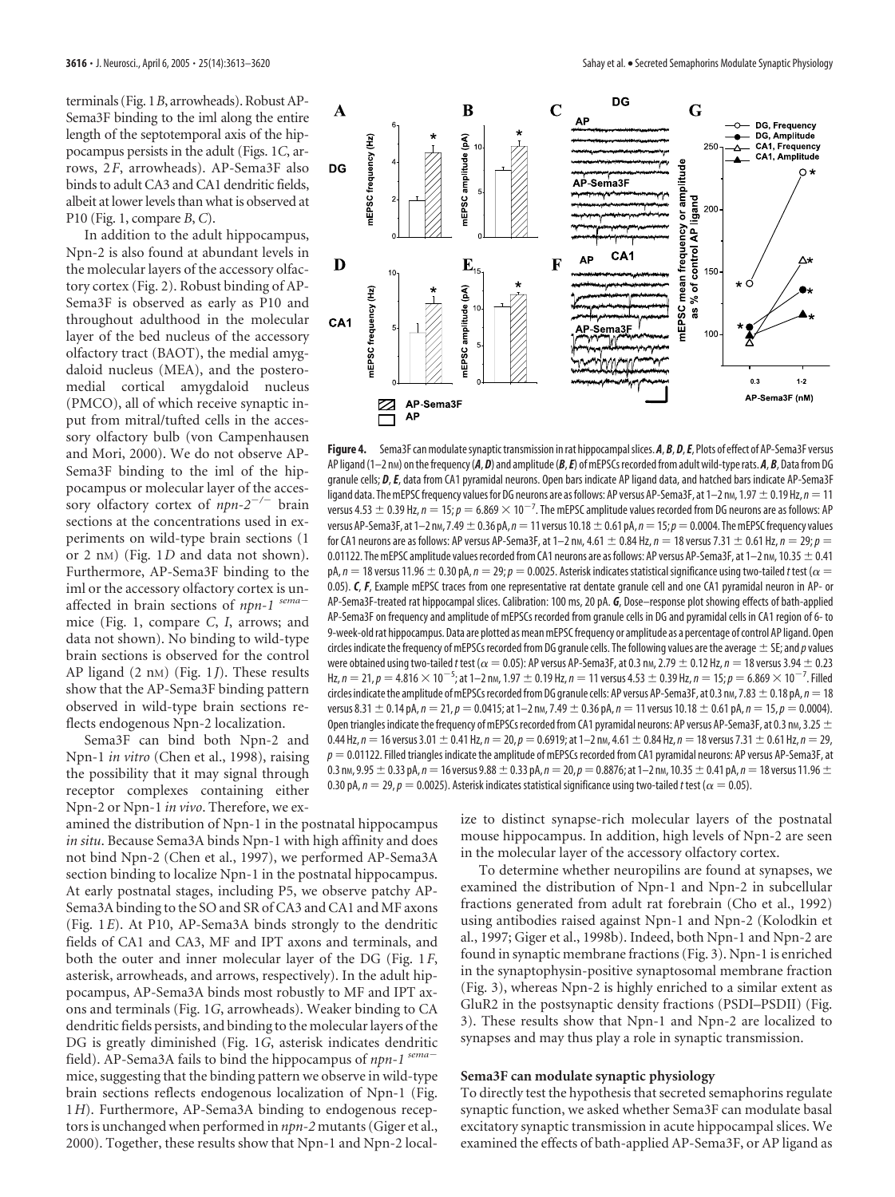terminals (Fig. 1*B*, arrowheads). Robust AP-Sema3F binding to the iml along the entire length of the septotemporal axis of the hippocampus persists in the adult (Figs. 1*C*, arrows, 2*F*, arrowheads). AP-Sema3F also binds to adult CA3 and CA1 dendritic fields, albeit at lower levels than what is observed at P10 (Fig. 1, compare *B*, *C*).

In addition to the adult hippocampus, Npn-2 is also found at abundant levels in the molecular layers of the accessory olfactory cortex (Fig. 2). Robust binding of AP-Sema3F is observed as early as P10 and throughout adulthood in the molecular layer of the bed nucleus of the accessory olfactory tract (BAOT), the medial amygdaloid nucleus (MEA), and the posteromedial cortical amygdaloid nucleus (PMCO), all of which receive synaptic input from mitral/tufted cells in the accessory olfactory bulb (von Campenhausen and Mori, 2000). We do not observe AP-Sema3F binding to the iml of the hippocampus or molecular layer of the accessory olfactory cortex of *npn-2*$^{-/-}$ brain sections at the concentrations used in experiments on wild-type brain sections (1 or 2 nM) (Fig. 1*D* and data not shown). Furthermore, AP-Sema3F binding to the iml or the accessory olfactory cortex is unaffected in brain sections of *npn-1* $^{sema-}$ mice (Fig. 1, compare *C*, *I*, arrows; and data not shown). No binding to wild-type brain sections is observed for the control AP ligand (2 nM) (Fig. 1*J*). These results show that the AP-Sema3F binding pattern observed in wild-type brain sections reflects endogenous Npn-2 localization.

Sema3F can bind both Npn-2 and Npn-1 *in vitro* (Chen et al., 1998), raising the possibility that it may signal through receptor complexes containing either Npn-2 or Npn-1 *in vivo*. Therefore, we examined the distribution of Npn-1 in the postnatal hippocampus *in situ*. Because Sema3A binds Npn-1 with high affinity and does not bind Npn-2 (Chen et al., 1997), we performed AP-Sema3A section binding to localize Npn-1 in the postnatal hippocampus. At early postnatal stages, including P5, we observe patchy AP-Sema3A binding to the SO and SR of CA3 and CA1 and MF axons (Fig. 1*E*). At P10, AP-Sema3A binds strongly to the dendritic fields of CA1 and CA3, MF and IPT axons and terminals, and both the outer and inner molecular layer of the DG (Fig. 1*F*, asterisk, arrowheads, and arrows, respectively). In the adult hippocampus, AP-Sema3A binds most robustly to MF and IPT axons and terminals (Fig. 1*G*, arrowheads). Weaker binding to CA dendritic fields persists, and binding to the molecular layers of the DG is greatly diminished (Fig. 1*G*, asterisk indicates dendritic field). AP-Sema3A fails to bind the hippocampus of *npn-1* $^{sema-}$ mice, suggesting that the binding pattern we observe in wild-type brain sections reflects endogenous localization of Npn-1 (Fig. 1*H*). Furthermore, AP-Sema3A binding to endogenous receptors is unchanged when performed in *npn-2* mutants (Giger et al., 2000). Together, these results show that Npn-1 and Npn-2 localize to distinct synapse-rich molecular layers of the postnatal mouse hippocampus. In addition, high levels of Npn-2 are seen in the molecular layer of the accessory olfactory cortex.

To determine whether neuropilins are found at synapses, we examined the distribution of Npn-1 and Npn-2 in subcellular fractions generated from adult rat forebrain (Cho et al., 1992) using antibodies raised against Npn-1 and Npn-2 (Kolodkin et al., 1997; Giger et al., 1998b). Indeed, both Npn-1 and Npn-2 are found in synaptic membrane fractions (Fig. 3). Npn-1 is enriched in the synaptophysin-positive synaptosomal membrane fraction (Fig. 3), whereas Npn-2 is highly enriched to a similar extent as GluR2 in the postsynaptic density fractions (PSDI–PSDII) (Fig. 3). These results show that Npn-1 and Npn-2 are localized to synapses and may thus play a role in synaptic transmission.

**Figure 4.** Sema3F can modulate synaptic transmission in rat hippocampal slices. ***A***, ***B***, ***D***, ***E***, Plots of effect of AP-Sema3F versus AP ligand (1–2 nM) on the frequency (***A***, ***D***) and amplitude (***B***, ***E***) of mEPSCs recorded from adult wild-type rats. ***A***, ***B***, Data from DG granule cells; ***D***, ***E***, data from CA1 pyramidal neurons. Open bars indicate AP ligand data, and hatched bars indicate AP-Sema3F ligand data. The mEPSC frequency values for DG neurons are as follows: AP versus AP-Sema3F, at 1–2 nM, 1.97 ± 0.19 Hz, $n = 11$ versus 4.53 ± 0.39 Hz, $n = 15$; $p = 6.869 \times 10^{-7}$. The mEPSC amplitude values recorded from DG neurons are as follows: AP versus AP-Sema3F, at 1–2 nM, 7.49 ± 0.36 pA, $n = 11$ versus 10.18 ± 0.61 pA, $n = 15$; $p = 0.0004$. The mEPSC frequency values for CA1 neurons are as follows: AP versus AP-Sema3F, at 1–2 nM, 4.61 ± 0.84 Hz, $n = 18$ versus 7.31 ± 0.61 Hz, $n = 29$; $p = 0.01122$. The mEPSC amplitude values recorded from CA1 neurons are as follows: AP versus AP-Sema3F, at 1–2 nM, 10.35 ± 0.41 pA, $n = 18$ versus 11.96 ± 0.30 pA, $n = 29$; $p = 0.0025$. Asterisk indicates statistical significance using two-tailed *t* test ($\alpha = 0.05$). ***C***, ***F***, Example mEPSC traces from one representative rat dentate granule cell and one CA1 pyramidal neuron in AP- or AP-Sema3F-treated rat hippocampal slices. Calibration: 100 ms, 20 pA. ***G***, Dose–response plot showing effects of bath-applied AP-Sema3F on frequency and amplitude of mEPSCs recorded from granule cells in DG and pyramidal cells in CA1 region of 6- to 9-week-old rat hippocampus. Data are plotted as mean mEPSC frequency or amplitude as a percentage of control AP ligand. Open circles indicate the frequency of mEPSCs recorded from DG granule cells. The following values are the average ± SE; and *p* values were obtained using two-tailed *t* test ($\alpha = 0.05$): AP versus AP-Sema3F, at 0.3 nM, 2.79 ± 0.12 Hz, $n = 18$ versus 3.94 ± 0.23 Hz, $n = 21$, $p = 4.816 \times 10^{-5}$; at 1–2 nM, 1.97 ± 0.19 Hz, $n = 11$ versus 4.53 ± 0.39 Hz, $n = 15$; $p = 6.869 \times 10^{-7}$. Filled circles indicate the amplitude of mEPSCs recorded from DG granule cells: AP versus AP-Sema3F, at 0.3 nM, 7.83 ± 0.18 pA, $n = 18$ versus 8.31 ± 0.14 pA, $n = 21$, $p = 0.0415$; at 1–2 nM, 7.49 ± 0.36 pA, $n = 11$ versus 10.18 ± 0.61 pA, $n = 15$, $p = 0.0004$). Open triangles indicate the frequency of mEPSCs recorded from CA1 pyramidal neurons: AP versus AP-Sema3F, at 0.3 nM, 3.25 ± 0.44 Hz, $n = 16$ versus 3.01 ± 0.41 Hz, $n = 20$, $p = 0.6919$; at 1–2 nM, 4.61 ± 0.84 Hz, $n = 18$ versus 7.31 ± 0.61 Hz, $n = 29$, $p = 0.01122$. Filled triangles indicate the amplitude of mEPSCs recorded from CA1 pyramidal neurons: AP versus AP-Sema3F, at 0.3 nM, 9.95 ± 0.33 pA, $n = 16$ versus 9.88 ± 0.33 pA, $n = 20$, $p = 0.8876$; at 1–2 nM, 10.35 ± 0.41 pA, $n = 18$ versus 11.96 ± 0.30 pA, $n = 29$, $p = 0.0025$). Asterisk indicates statistical significance using two-tailed *t* test ($\alpha = 0.05$).

### Sema3F can modulate synaptic physiology

To directly test the hypothesis that secreted semaphorins regulate synaptic function, we asked whether Sema3F can modulate basal excitatory synaptic transmission in acute hippocampal slices. We examined the effects of bath-applied AP-Sema3F, or AP ligand as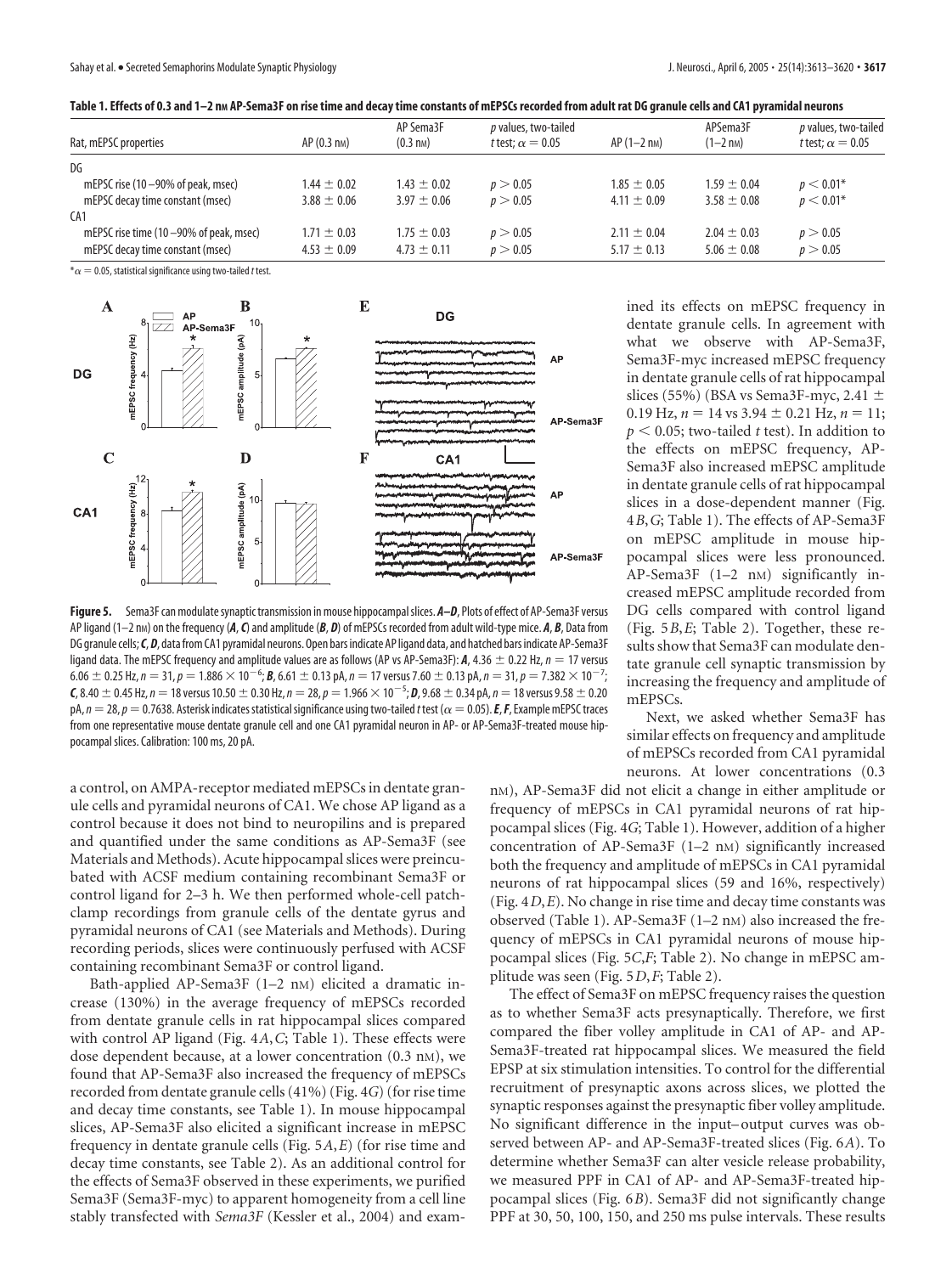**Table 1. Effects of 0.3 and 1–2 nM AP-Sema3F on rise time and decay time constants of mEPSCs recorded from adult rat DG granule cells and CA1 pyramidal neurons**

| Rat, mEPSC properties | AP (0.3 nM) | AP Sema3F (0.3 nM) | p values, two-tailed t test; $\alpha = 0.05$ | AP (1–2 nM) | APSema3F (1–2 nM) | p values, two-tailed t test; $\alpha = 0.05$ |
|---|---|---|---|---|---|---|
| DG | | | | | | |
| mEPSC rise (10–90% of peak, msec) | 1.44 ± 0.02 | 1.43 ± 0.02 | $p > 0.05$ | 1.85 ± 0.05 | 1.59 ± 0.04 | $p < 0.01$* |
| mEPSC decay time constant (msec) | 3.88 ± 0.06 | 3.97 ± 0.06 | $p > 0.05$ | 4.11 ± 0.09 | 3.58 ± 0.08 | $p < 0.01$* |
| CA1 | | | | | | |
| mEPSC rise time (10–90% of peak, msec) | 1.71 ± 0.03 | 1.75 ± 0.03 | $p > 0.05$ | 2.11 ± 0.04 | 2.04 ± 0.03 | $p > 0.05$ |
| mEPSC decay time constant (msec) | 4.53 ± 0.09 | 4.73 ± 0.11 | $p > 0.05$ | 5.17 ± 0.13 | 5.06 ± 0.08 | $p > 0.05$ |

*$\alpha = 0.05$, statistical significance using two-tailed t test.

**Figure 5.** Sema3F can modulate synaptic transmission in mouse hippocampal slices. ***A–D***, Plots of effect of AP-Sema3F versus AP ligand (1–2 nM) on the frequency (***A***, ***C***) and amplitude (***B***, ***D***) of mEPSCs recorded from adult wild-type mice. ***A***, ***B***, Data from DG granule cells; ***C***, ***D***, data from CA1 pyramidal neurons. Open bars indicate AP ligand data, and hatched bars indicate AP-Sema3F ligand data. The mEPSC frequency and amplitude values are as follows (AP vs AP-Sema3F): ***A***, 4.36 ± 0.22 Hz, $n = 17$ versus 6.06 ± 0.25 Hz, $n = 31$, $p = 1.886 \times 10^{-6}$; ***B***, 6.61 ± 0.13 pA, $n = 17$ versus 7.60 ± 0.13 pA, $n = 31$, $p = 7.382 \times 10^{-7}$; ***C***, 8.40 ± 0.45 Hz, $n = 18$ versus 10.50 ± 0.30 Hz, $n = 28$, $p = 1.966 \times 10^{-5}$; ***D***, 9.68 ± 0.34 pA, $n = 18$ versus 9.58 ± 0.20 pA, $n = 28$, $p = 0.7638$. Asterisk indicates statistical significance using two-tailed t test ($\alpha = 0.05$). ***E***, ***F***, Example mEPSC traces from one representative mouse dentate granule cell and one CA1 pyramidal neuron in AP- or AP-Sema3F-treated mouse hippocampal slices. Calibration: 100 ms, 20 pA.

a control, on AMPA-receptor mediated mEPSCs in dentate granule cells and pyramidal neurons of CA1. We chose AP ligand as a control because it does not bind to neuropilins and is prepared and quantified under the same conditions as AP-Sema3F (see Materials and Methods). Acute hippocampal slices were preincubated with ACSF medium containing recombinant Sema3F or control ligand for 2–3 h. We then performed whole-cell patch-clamp recordings from granule cells of the dentate gyrus and pyramidal neurons of CA1 (see Materials and Methods). During recording periods, slices were continuously perfused with ACSF containing recombinant Sema3F or control ligand.

Bath-applied AP-Sema3F (1–2 nM) elicited a dramatic increase (130%) in the average frequency of mEPSCs recorded from dentate granule cells in rat hippocampal slices compared with control AP ligand (Fig. 4*A*,*C*; Table 1). These effects were dose dependent because, at a lower concentration (0.3 nM), we found that AP-Sema3F also increased the frequency of mEPSCs recorded from dentate granule cells (41%) (Fig. 4*G*) (for rise time and decay time constants, see Table 1). In mouse hippocampal slices, AP-Sema3F also elicited a significant increase in mEPSC frequency in dentate granule cells (Fig. 5*A*,*E*) (for rise time and decay time constants, see Table 2). As an additional control for the effects of Sema3F observed in these experiments, we purified Sema3F (Sema3F-myc) to apparent homogeneity from a cell line stably transfected with *Sema3F* (Kessler et al., 2004) and examined its effects on mEPSC frequency in dentate granule cells. In agreement with what we observe with AP-Sema3F, Sema3F-myc increased mEPSC frequency in dentate granule cells of rat hippocampal slices (55%) (BSA vs Sema3F-myc, 2.41 ± 0.19 Hz, $n = 14$ vs 3.94 ± 0.21 Hz, $n = 11$; $p < 0.05$; two-tailed t test). In addition to the effects on mEPSC frequency, AP-Sema3F also increased mEPSC amplitude in dentate granule cells of rat hippocampal slices in a dose-dependent manner (Fig. 4*B*,*G*; Table 1). The effects of AP-Sema3F on mEPSC amplitude in mouse hippocampal slices were less pronounced. AP-Sema3F (1–2 nM) significantly increased mEPSC amplitude recorded from DG cells compared with control ligand (Fig. 5*B*,*E*; Table 2). Together, these results show that Sema3F can modulate dentate granule cell synaptic transmission by increasing the frequency and amplitude of mEPSCs.

Next, we asked whether Sema3F has similar effects on frequency and amplitude of mEPSCs recorded from CA1 pyramidal neurons. At lower concentrations (0.3 nM), AP-Sema3F did not elicit a change in either amplitude or frequency of mEPSCs in CA1 pyramidal neurons of rat hippocampal slices (Fig. 4*G*; Table 1). However, addition of a higher concentration of AP-Sema3F (1–2 nM) significantly increased both the frequency and amplitude of mEPSCs in CA1 pyramidal neurons of rat hippocampal slices (59 and 16%, respectively) (Fig. 4*D*,*E*). No change in rise time and decay time constants was observed (Table 1). AP-Sema3F (1–2 nM) also increased the frequency of mEPSCs in CA1 pyramidal neurons of mouse hippocampal slices (Fig. 5*C*,*F*; Table 2). No change in mEPSC amplitude was seen (Fig. 5*D*,*F*; Table 2).

The effect of Sema3F on mEPSC frequency raises the question as to whether Sema3F acts presynaptically. Therefore, we first compared the fiber volley amplitude in CA1 of AP- and AP-Sema3F-treated rat hippocampal slices. We measured the field EPSP at six stimulation intensities. To control for the differential recruitment of presynaptic axons across slices, we plotted the synaptic responses against the presynaptic fiber volley amplitude. No significant difference in the input–output curves was observed between AP- and AP-Sema3F-treated slices (Fig. 6*A*). To determine whether Sema3F can alter vesicle release probability, we measured PPF in CA1 of AP- and AP-Sema3F-treated hippocampal slices (Fig. 6*B*). Sema3F did not significantly change PPF at 30, 50, 100, 150, and 250 ms pulse intervals. These results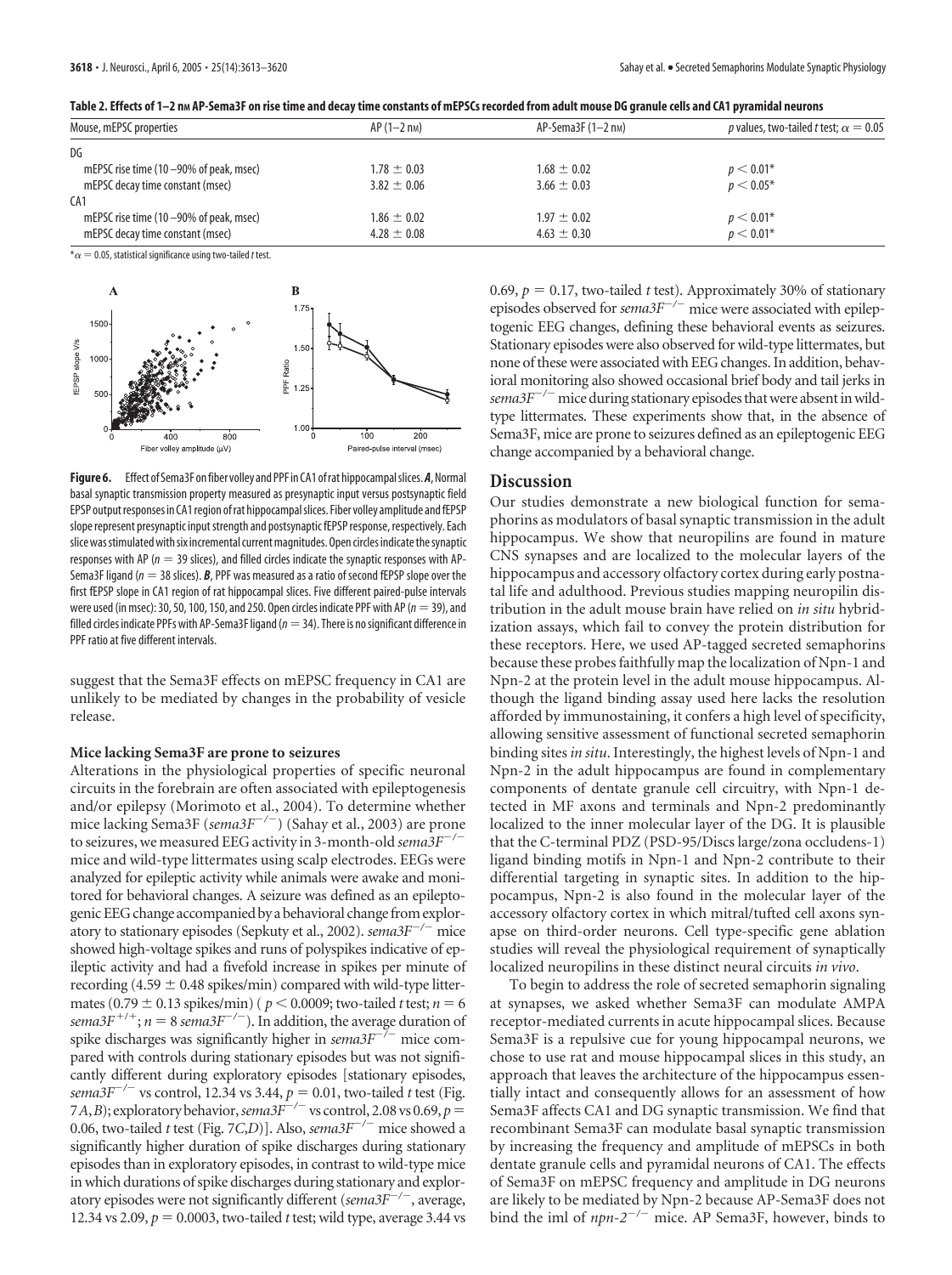**Table 2. Effects of 1–2 nM AP-Sema3F on rise time and decay time constants of mEPSCs recorded from adult mouse DG granule cells and CA1 pyramidal neurons**

| Mouse, mEPSC properties | AP (1–2 nM) | AP-Sema3F (1–2 nM) | *p* values, two-tailed *t* test; $\alpha = 0.05$ |
|---|---|---|---|
| DG | | | |
| mEPSC rise time (10–90% of peak, msec) | $1.78 \pm 0.03$ | $1.68 \pm 0.02$ | $p < 0.01$* |
| mEPSC decay time constant (msec) | $3.82 \pm 0.06$ | $3.66 \pm 0.03$ | $p < 0.05$* |
| CA1 | | | |
| mEPSC rise time (10–90% of peak, msec) | $1.86 \pm 0.02$ | $1.97 \pm 0.02$ | $p < 0.01$* |
| mEPSC decay time constant (msec) | $4.28 \pm 0.08$ | $4.63 \pm 0.30$ | $p < 0.01$* |

*$\alpha = 0.05$, statistical significance using two-tailed *t* test.

**Figure 6.** Effect of Sema3F on fiber volley and PPF in CA1 of rat hippocampal slices. ***A***, Normal basal synaptic transmission property measured as presynaptic input versus postsynaptic field EPSP output responses in CA1 region of rat hippocampal slices. Fiber volley amplitude and fEPSP slope represent presynaptic input strength and postsynaptic fEPSP response, respectively. Each slice was stimulated with six incremental current magnitudes. Open circles indicate the synaptic responses with AP ($n = 39$ slices), and filled circles indicate the synaptic responses with AP-Sema3F ligand ($n = 38$ slices). ***B***, PPF was measured as a ratio of second fEPSP slope over the first fEPSP slope in CA1 region of rat hippocampal slices. Five different paired-pulse intervals were used (in msec): 30, 50, 100, 150, and 250. Open circles indicate PPF with AP ($n = 39$), and filled circles indicate PPFs with AP-Sema3F ligand ($n = 34$). There is no significant difference in PPF ratio at five different intervals.

suggest that the Sema3F effects on mEPSC frequency in CA1 are unlikely to be mediated by changes in the probability of vesicle release.

### Mice lacking Sema3F are prone to seizures

Alterations in the physiological properties of specific neuronal circuits in the forebrain are often associated with epileptogenesis and/or epilepsy (Morimoto et al., 2004). To determine whether mice lacking Sema3F (*sema3F*$^{-/-}$) (Sahay et al., 2003) are prone to seizures, we measured EEG activity in 3-month-old *sema3F*$^{-/-}$ mice and wild-type littermates using scalp electrodes. EEGs were analyzed for epileptic activity while animals were awake and monitored for behavioral changes. A seizure was defined as an epileptogenic EEG change accompanied by a behavioral change from exploratory to stationary episodes (Sepkuty et al., 2002). *sema3F*$^{-/-}$ mice showed high-voltage spikes and runs of polyspikes indicative of epileptic activity and had a fivefold increase in spikes per minute of recording ($4.59 \pm 0.48$ spikes/min) compared with wild-type littermates ($0.79 \pm 0.13$ spikes/min) ($p < 0.0009$; two-tailed *t* test; $n = 6$ *sema3F*$^{+/+}$; $n = 8$ *sema3F*$^{-/-}$). In addition, the average duration of spike discharges was significantly higher in *sema3F*$^{-/-}$ mice compared with controls during stationary episodes but was not significantly different during exploratory episodes [stationary episodes, *sema3F*$^{-/-}$ vs control, 12.34 vs 3.44, $p = 0.01$, two-tailed *t* test (Fig. 7*A*,*B*); exploratory behavior, *sema3F*$^{-/-}$ vs control, 2.08 vs 0.69, $p = 0.06$, two-tailed *t* test (Fig. 7*C*,*D*)]. Also, *sema3F*$^{-/-}$ mice showed a significantly higher duration of spike discharges during stationary episodes than in exploratory episodes, in contrast to wild-type mice in which durations of spike discharges during stationary and exploratory episodes were not significantly different (*sema3F*$^{-/-}$, average, 12.34 vs 2.09, $p = 0.0003$, two-tailed *t* test; wild type, average 3.44 vs 0.69, $p = 0.17$, two-tailed *t* test). Approximately 30% of stationary episodes observed for *sema3F*$^{-/-}$ mice were associated with epileptogenic EEG changes, defining these behavioral events as seizures. Stationary episodes were also observed for wild-type littermates, but none of these were associated with EEG changes. In addition, behavioral monitoring also showed occasional brief body and tail jerks in *sema3F*$^{-/-}$ mice during stationary episodes that were absent in wild-type littermates. These experiments show that, in the absence of Sema3F, mice are prone to seizures defined as an epileptogenic EEG change accompanied by a behavioral change.

## Discussion

Our studies demonstrate a new biological function for semaphorins as modulators of basal synaptic transmission in the adult hippocampus. We show that neuropilins are found in mature CNS synapses and are localized to the molecular layers of the hippocampus and accessory olfactory cortex during early postnatal life and adulthood. Previous studies mapping neuropilin distribution in the adult mouse brain have relied on *in situ* hybridization assays, which fail to convey the protein distribution for these receptors. Here, we used AP-tagged secreted semaphorins because these probes faithfully map the localization of Npn-1 and Npn-2 at the protein level in the adult mouse hippocampus. Although the ligand binding assay used here lacks the resolution afforded by immunostaining, it confers a high level of specificity, allowing sensitive assessment of functional secreted semaphorin binding sites *in situ*. Interestingly, the highest levels of Npn-1 and Npn-2 in the adult hippocampus are found in complementary components of dentate granule cell circuitry, with Npn-1 detected in MF axons and terminals and Npn-2 predominantly localized to the inner molecular layer of the DG. It is plausible that the C-terminal PDZ (PSD-95/Discs large/zona occludens-1) ligand binding motifs in Npn-1 and Npn-2 contribute to their differential targeting in synaptic sites. In addition to the hippocampus, Npn-2 is also found in the molecular layer of the accessory olfactory cortex in which mitral/tufted cell axons synapse on third-order neurons. Cell type-specific gene ablation studies will reveal the physiological requirement of synaptically localized neuropilins in these distinct neural circuits *in vivo*.

To begin to address the role of secreted semaphorin signaling at synapses, we asked whether Sema3F can modulate AMPA receptor-mediated currents in acute hippocampal slices. Because Sema3F is a repulsive cue for young hippocampal neurons, we chose to use rat and mouse hippocampal slices in this study, an approach that leaves the architecture of the hippocampus essentially intact and consequently allows for an assessment of how Sema3F affects CA1 and DG synaptic transmission. We find that recombinant Sema3F can modulate basal synaptic transmission by increasing the frequency and amplitude of mEPSCs in both dentate granule cells and pyramidal neurons of CA1. The effects of Sema3F on mEPSC frequency and amplitude in DG neurons are likely to be mediated by Npn-2 because AP-Sema3F does not bind the iml of *npn-2*$^{-/-}$ mice. AP Sema3F, however, binds to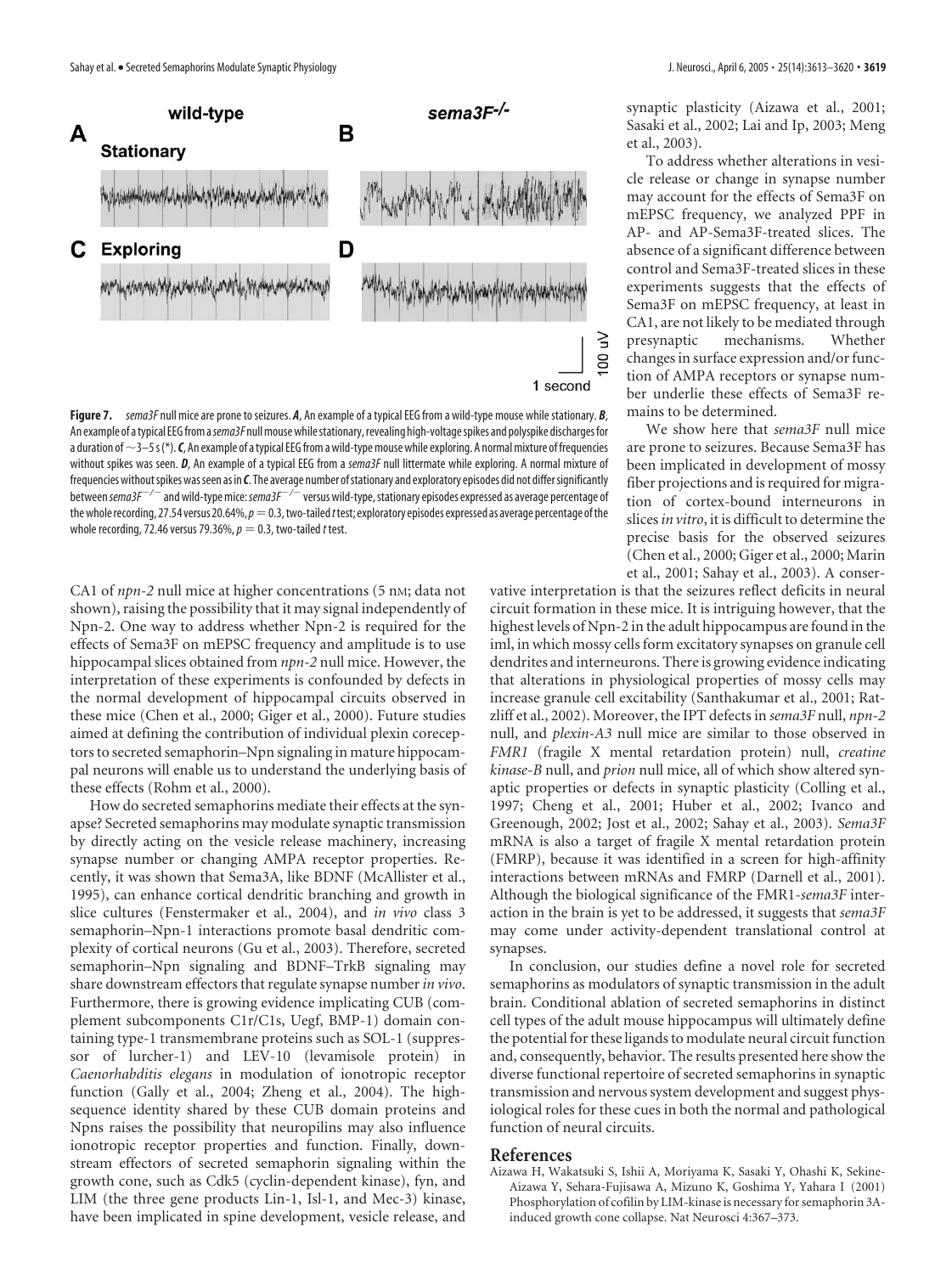**Figure 7.** *sema3F* null mice are prone to seizures. ***A***, An example of a typical EEG from a wild-type mouse while stationary. ***B***, An example of a typical EEG from a *sema3F* null mouse while stationary, revealing high-voltage spikes and polyspike discharges for a duration of ~3–5 s (*). ***C***, An example of a typical EEG from a wild-type mouse while exploring. A normal mixture of frequencies without spikes was seen. ***D***, An example of a typical EEG from a *sema3F* null littermate while exploring. A normal mixture of frequencies without spikes was seen as in ***C***. The average number of stationary and exploratory episodes did not differ significantly between *sema3F*$^{-/-}$ and wild-type mice: *sema3F*$^{-/-}$ versus wild-type, stationary episodes expressed as average percentage of the whole recording, 27.54 versus 20.64%, $p = 0.3$, two-tailed *t* test; exploratory episodes expressed as average percentage of the whole recording, 72.46 versus 79.36%, $p = 0.3$, two-tailed *t* test.

CA1 of *npn-2* null mice at higher concentrations (5 nM; data not shown), raising the possibility that it may signal independently of Npn-2. One way to address whether Npn-2 is required for the effects of Sema3F on mEPSC frequency and amplitude is to use hippocampal slices obtained from *npn-2* null mice. However, the interpretation of these experiments is confounded by defects in the normal development of hippocampal circuits observed in these mice (Chen et al., 2000; Giger et al., 2000). Future studies aimed at defining the contribution of individual plexin coreceptors to secreted semaphorin–Npn signaling in mature hippocampal neurons will enable us to understand the underlying basis of these effects (Rohm et al., 2000).

How do secreted semaphorins mediate their effects at the synapse? Secreted semaphorins may modulate synaptic transmission by directly acting on the vesicle release machinery, increasing synapse number or changing AMPA receptor properties. Recently, it was shown that Sema3A, like BDNF (McAllister et al., 1995), can enhance cortical dendritic branching and growth in slice cultures (Fenstermaker et al., 2004), and *in vivo* class 3 semaphorin–Npn-1 interactions promote basal dendritic complexity of cortical neurons (Gu et al., 2003). Therefore, secreted semaphorin–Npn signaling and BDNF–TrkB signaling may share downstream effectors that regulate synapse number *in vivo*. Furthermore, there is growing evidence implicating CUB (complement subcomponents C1r/C1s, Uegf, BMP-1) domain containing type-1 transmembrane proteins such as SOL-1 (suppressor of lurcher-1) and LEV-10 (levamisole protein) in *Caenorhabditis elegans* in modulation of ionotropic receptor function (Gally et al., 2004; Zheng et al., 2004). The high-sequence identity shared by these CUB domain proteins and Npns raises the possibility that neuropilins may also influence ionotropic receptor properties and function. Finally, downstream effectors of secreted semaphorin signaling within the growth cone, such as Cdk5 (cyclin-dependent kinase), fyn, and LIM (the three gene products Lin-1, Isl-1, and Mec-3) kinase, have been implicated in spine development, vesicle release, and synaptic plasticity (Aizawa et al., 2001; Sasaki et al., 2002; Lai and Ip, 2003; Meng et al., 2003).

To address whether alterations in vesicle release or change in synapse number may account for the effects of Sema3F on mEPSC frequency, we analyzed PPF in AP- and AP-Sema3F-treated slices. The absence of a significant difference between control and Sema3F-treated slices in these experiments suggests that the effects of Sema3F on mEPSC frequency, at least in CA1, are not likely to be mediated through presynaptic mechanisms. Whether changes in surface expression and/or function of AMPA receptors or synapse number underlie these effects of Sema3F remains to be determined.

We show here that *sema3F* null mice are prone to seizures. Because Sema3F has been implicated in development of mossy fiber projections and is required for migration of cortex-bound interneurons in slices *in vitro*, it is difficult to determine the precise basis for the observed seizures (Chen et al., 2000; Giger et al., 2000; Marin et al., 2001; Sahay et al., 2003). A conservative interpretation is that the seizures reflect deficits in neural circuit formation in these mice. It is intriguing however, that the highest levels of Npn-2 in the adult hippocampus are found in the iml, in which mossy cells form excitatory synapses on granule cell dendrites and interneurons. There is growing evidence indicating that alterations in physiological properties of mossy cells may increase granule cell excitability (Santhakumar et al., 2001; Ratzliff et al., 2002). Moreover, the IPT defects in *sema3F* null, *npn-2* null, and *plexin-A3* null mice are similar to those observed in *FMR1* (fragile X mental retardation protein) null, *creatine kinase-B* null, and *prion* null mice, all of which show altered synaptic properties or defects in synaptic plasticity (Colling et al., 1997; Cheng et al., 2001; Huber et al., 2002; Ivanco and Greenough, 2002; Jost et al., 2002; Sahay et al., 2003). *Sema3F* mRNA is also a target of fragile X mental retardation protein (FMRP), because it was identified in a screen for high-affinity interactions between mRNAs and FMRP (Darnell et al., 2001). Although the biological significance of the FMR1-*sema3F* interaction in the brain is yet to be addressed, it suggests that *sema3F* may come under activity-dependent translational control at synapses.

In conclusion, our studies define a novel role for secreted semaphorins as modulators of synaptic transmission in the adult brain. Conditional ablation of secreted semaphorins in distinct cell types of the adult mouse hippocampus will ultimately define the potential for these ligands to modulate neural circuit function and, consequently, behavior. The results presented here show the diverse functional repertoire of secreted semaphorins in synaptic transmission and nervous system development and suggest physiological roles for these cues in both the normal and pathological function of neural circuits.

## References

Aizawa H, Wakatsuki S, Ishii A, Moriyama K, Sasaki Y, Ohashi K, Sekine-Aizawa Y, Sehara-Fujisawa A, Mizuno K, Goshima Y, Yahara I (2001) Phosphorylation of cofilin by LIM-kinase is necessary for semaphorin 3A-induced growth cone collapse. Nat Neurosci 4:367–373.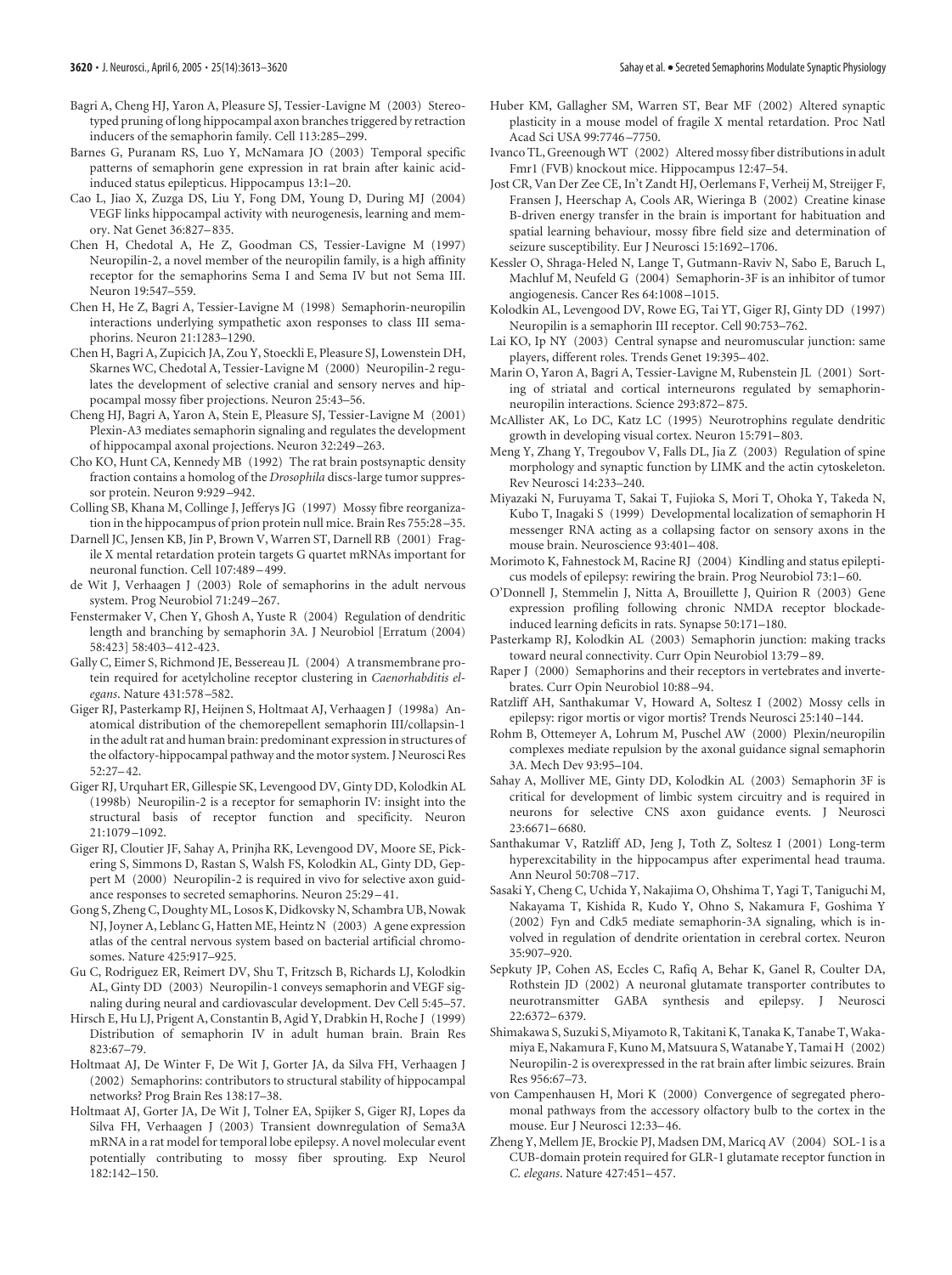Bagri A, Cheng HJ, Yaron A, Pleasure SJ, Tessier-Lavigne M (2003) Stereotyped pruning of long hippocampal axon branches triggered by retraction inducers of the semaphorin family. Cell 113:285–299.

Barnes G, Puranam RS, Luo Y, McNamara JO (2003) Temporal specific patterns of semaphorin gene expression in rat brain after kainic acid-induced status epilepticus. Hippocampus 13:1–20.

Cao L, Jiao X, Zuzga DS, Liu Y, Fong DM, Young D, During MJ (2004) VEGF links hippocampal activity with neurogenesis, learning and memory. Nat Genet 36:827–835.

Chen H, Chedotal A, He Z, Goodman CS, Tessier-Lavigne M (1997) Neuropilin-2, a novel member of the neuropilin family, is a high affinity receptor for the semaphorins Sema I and Sema IV but not Sema III. Neuron 19:547–559.

Chen H, He Z, Bagri A, Tessier-Lavigne M (1998) Semaphorin-neuropilin interactions underlying sympathetic axon responses to class III semaphorins. Neuron 21:1283–1290.

Chen H, Bagri A, Zupicich JA, Zou Y, Stoeckli E, Pleasure SJ, Lowenstein DH, Skarnes WC, Chedotal A, Tessier-Lavigne M (2000) Neuropilin-2 regulates the development of selective cranial and sensory nerves and hippocampal mossy fiber projections. Neuron 25:43–56.

Cheng HJ, Bagri A, Yaron A, Stein E, Pleasure SJ, Tessier-Lavigne M (2001) Plexin-A3 mediates semaphorin signaling and regulates the development of hippocampal axonal projections. Neuron 32:249–263.

Cho KO, Hunt CA, Kennedy MB (1992) The rat brain postsynaptic density fraction contains a homolog of the *Drosophila* discs-large tumor suppressor protein. Neuron 9:929–942.

Colling SB, Khana M, Collinge J, Jefferys JG (1997) Mossy fibre reorganization in the hippocampus of prion protein null mice. Brain Res 755:28–35.

Darnell JC, Jensen KB, Jin P, Brown V, Warren ST, Darnell RB (2001) Fragile X mental retardation protein targets G quartet mRNAs important for neuronal function. Cell 107:489–499.

de Wit J, Verhaagen J (2003) Role of semaphorins in the adult nervous system. Prog Neurobiol 71:249–267.

Fenstermaker V, Chen Y, Ghosh A, Yuste R (2004) Regulation of dendritic length and branching by semaphorin 3A. J Neurobiol [Erratum (2004) 58:423] 58:403–412-423.

Gally C, Eimer S, Richmond JE, Bessereau JL (2004) A transmembrane protein required for acetylcholine receptor clustering in *Caenorhabditis elegans*. Nature 431:578–582.

Giger RJ, Pasterkamp RJ, Heijnen S, Holtmaat AJ, Verhaagen J (1998a) Anatomical distribution of the chemorepellent semaphorin III/collapsin-1 in the adult rat and human brain: predominant expression in structures of the olfactory-hippocampal pathway and the motor system. J Neurosci Res 52:27–42.

Giger RJ, Urquhart ER, Gillespie SK, Levengood DV, Ginty DD, Kolodkin AL (1998b) Neuropilin-2 is a receptor for semaphorin IV: insight into the structural basis of receptor function and specificity. Neuron 21:1079–1092.

Giger RJ, Cloutier JF, Sahay A, Prinjha RK, Levengood DV, Moore SE, Pickering S, Simmons D, Rastan S, Walsh FS, Kolodkin AL, Ginty DD, Geppert M (2000) Neuropilin-2 is required in vivo for selective axon guidance responses to secreted semaphorins. Neuron 25:29–41.

Gong S, Zheng C, Doughty ML, Losos K, Didkovsky N, Schambra UB, Nowak NJ, Joyner A, Leblanc G, Hatten ME, Heintz N (2003) A gene expression atlas of the central nervous system based on bacterial artificial chromosomes. Nature 425:917–925.

Gu C, Rodriguez ER, Reimert DV, Shu T, Fritzsch B, Richards LJ, Kolodkin AL, Ginty DD (2003) Neuropilin-1 conveys semaphorin and VEGF signaling during neural and cardiovascular development. Dev Cell 5:45–57.

Hirsch E, Hu LJ, Prigent A, Constantin B, Agid Y, Drabkin H, Roche J (1999) Distribution of semaphorin IV in adult human brain. Brain Res 823:67–79.

Holtmaat AJ, De Winter F, De Wit J, Gorter JA, da Silva FH, Verhaagen J (2002) Semaphorins: contributors to structural stability of hippocampal networks? Prog Brain Res 138:17–38.

Holtmaat AJ, Gorter JA, De Wit J, Tolner EA, Spijker S, Giger RJ, Lopes da Silva FH, Verhaagen J (2003) Transient downregulation of Sema3A mRNA in a rat model for temporal lobe epilepsy. A novel molecular event potentially contributing to mossy fiber sprouting. Exp Neurol 182:142–150.

Huber KM, Gallagher SM, Warren ST, Bear MF (2002) Altered synaptic plasticity in a mouse model of fragile X mental retardation. Proc Natl Acad Sci USA 99:7746–7750.

Ivanco TL, Greenough WT (2002) Altered mossy fiber distributions in adult Fmr1 (FVB) knockout mice. Hippocampus 12:47–54.

Jost CR, Van Der Zee CE, In't Zandt HJ, Oerlemans F, Verheij M, Streijger F, Fransen J, Heerschap A, Cools AR, Wieringa B (2002) Creatine kinase B-driven energy transfer in the brain is important for habituation and spatial learning behaviour, mossy fibre field size and determination of seizure susceptibility. Eur J Neurosci 15:1692–1706.

Kessler O, Shraga-Heled N, Lange T, Gutmann-Raviv N, Sabo E, Baruch L, Machluf M, Neufeld G (2004) Semaphorin-3F is an inhibitor of tumor angiogenesis. Cancer Res 64:1008–1015.

Kolodkin AL, Levengood DV, Rowe EG, Tai YT, Giger RJ, Ginty DD (1997) Neuropilin is a semaphorin III receptor. Cell 90:753–762.

Lai KO, Ip NY (2003) Central synapse and neuromuscular junction: same players, different roles. Trends Genet 19:395–402.

Marin O, Yaron A, Bagri A, Tessier-Lavigne M, Rubenstein JL (2001) Sorting of striatal and cortical interneurons regulated by semaphorin-neuropilin interactions. Science 293:872–875.

McAllister AK, Lo DC, Katz LC (1995) Neurotrophins regulate dendritic growth in developing visual cortex. Neuron 15:791–803.

Meng Y, Zhang Y, Tregoubov V, Falls DL, Jia Z (2003) Regulation of spine morphology and synaptic function by LIMK and the actin cytoskeleton. Rev Neurosci 14:233–240.

Miyazaki N, Furuyama T, Sakai T, Fujioka S, Mori T, Ohoka Y, Takeda N, Kubo T, Inagaki S (1999) Developmental localization of semaphorin H messenger RNA acting as a collapsing factor on sensory axons in the mouse brain. Neuroscience 93:401–408.

Morimoto K, Fahnestock M, Racine RJ (2004) Kindling and status epilepticus models of epilepsy: rewiring the brain. Prog Neurobiol 73:1–60.

O'Donnell J, Stemmelin J, Nitta A, Brouillette J, Quirion R (2003) Gene expression profiling following chronic NMDA receptor blockade-induced learning deficits in rats. Synapse 50:171–180.

Pasterkamp RJ, Kolodkin AL (2003) Semaphorin junction: making tracks toward neural connectivity. Curr Opin Neurobiol 13:79–89.

Raper J (2000) Semaphorins and their receptors in vertebrates and invertebrates. Curr Opin Neurobiol 10:88–94.

Ratzliff AH, Santhakumar V, Howard A, Soltesz I (2002) Mossy cells in epilepsy: rigor mortis or vigor mortis? Trends Neurosci 25:140–144.

Rohm B, Ottemeyer A, Lohrum M, Puschel AW (2000) Plexin/neuropilin complexes mediate repulsion by the axonal guidance signal semaphorin 3A. Mech Dev 93:95–104.

Sahay A, Molliver ME, Ginty DD, Kolodkin AL (2003) Semaphorin 3F is critical for development of limbic system circuitry and is required in neurons for selective CNS axon guidance events. J Neurosci 23:6671–6680.

Santhakumar V, Ratzliff AD, Jeng J, Toth Z, Soltesz I (2001) Long-term hyperexcitability in the hippocampus after experimental head trauma. Ann Neurol 50:708–717.

Sasaki Y, Cheng C, Uchida Y, Nakajima O, Ohshima T, Yagi T, Taniguchi M, Nakayama T, Kishida R, Kudo Y, Ohno S, Nakamura F, Goshima Y (2002) Fyn and Cdk5 mediate semaphorin-3A signaling, which is involved in regulation of dendrite orientation in cerebral cortex. Neuron 35:907–920.

Sepkuty JP, Cohen AS, Eccles C, Rafiq A, Behar K, Ganel R, Coulter DA, Rothstein JD (2002) A neuronal glutamate transporter contributes to neurotransmitter GABA synthesis and epilepsy. J Neurosci 22:6372–6379.

Shimakawa S, Suzuki S, Miyamoto R, Takitani K, Tanaka K, Tanabe T, Wakamiya E, Nakamura F, Kuno M, Matsuura S, Watanabe Y, Tamai H (2002) Neuropilin-2 is overexpressed in the rat brain after limbic seizures. Brain Res 956:67–73.

von Campenhausen H, Mori K (2000) Convergence of segregated pheromonal pathways from the accessory olfactory bulb to the cortex in the mouse. Eur J Neurosci 12:33–46.

Zheng Y, Mellem JE, Brockie PJ, Madsen DM, Maricq AV (2004) SOL-1 is a CUB-domain protein required for GLR-1 glutamate receptor function in *C. elegans*. Nature 427:451–457.